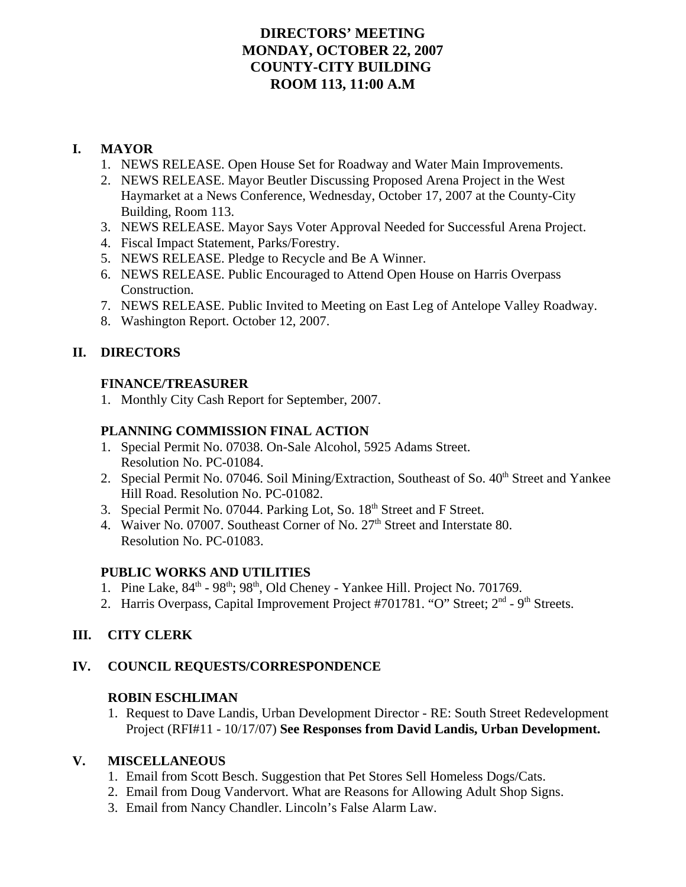# DIRECTORS' MEETING
# MONDAY, OCTOBER 22, 2007
# COUNTY-CITY BUILDING
# ROOM 113, 11:00 A.M

## I. MAYOR

1. NEWS RELEASE. Open House Set for Roadway and Water Main Improvements.
2. NEWS RELEASE. Mayor Beutler Discussing Proposed Arena Project in the West Haymarket at a News Conference, Wednesday, October 17, 2007 at the County-City Building, Room 113.
3. NEWS RELEASE. Mayor Says Voter Approval Needed for Successful Arena Project.
4. Fiscal Impact Statement, Parks/Forestry.
5. NEWS RELEASE. Pledge to Recycle and Be A Winner.
6. NEWS RELEASE. Public Encouraged to Attend Open House on Harris Overpass Construction.
7. NEWS RELEASE. Public Invited to Meeting on East Leg of Antelope Valley Roadway.
8. Washington Report. October 12, 2007.

## II. DIRECTORS

### FINANCE/TREASURER

1. Monthly City Cash Report for September, 2007.

### PLANNING COMMISSION FINAL ACTION

1. Special Permit No. 07038. On-Sale Alcohol, 5925 Adams Street. Resolution No. PC-01084.
2. Special Permit No. 07046. Soil Mining/Extraction, Southeast of So. 40th Street and Yankee Hill Road. Resolution No. PC-01082.
3. Special Permit No. 07044. Parking Lot, So. 18th Street and F Street.
4. Waiver No. 07007. Southeast Corner of No. 27th Street and Interstate 80. Resolution No. PC-01083.

### PUBLIC WORKS AND UTILITIES

1. Pine Lake, 84th - 98th; 98th, Old Cheney - Yankee Hill. Project No. 701769.
2. Harris Overpass, Capital Improvement Project #701781. "O" Street; 2nd - 9th Streets.

## III. CITY CLERK

## IV. COUNCIL REQUESTS/CORRESPONDENCE

### ROBIN ESCHLIMAN

1. Request to Dave Landis, Urban Development Director - RE: South Street Redevelopment Project (RFI#11 - 10/17/07) **See Responses from David Landis, Urban Development.**

## V. MISCELLANEOUS

1. Email from Scott Besch. Suggestion that Pet Stores Sell Homeless Dogs/Cats.
2. Email from Doug Vandervort. What are Reasons for Allowing Adult Shop Signs.
3. Email from Nancy Chandler. Lincoln's False Alarm Law.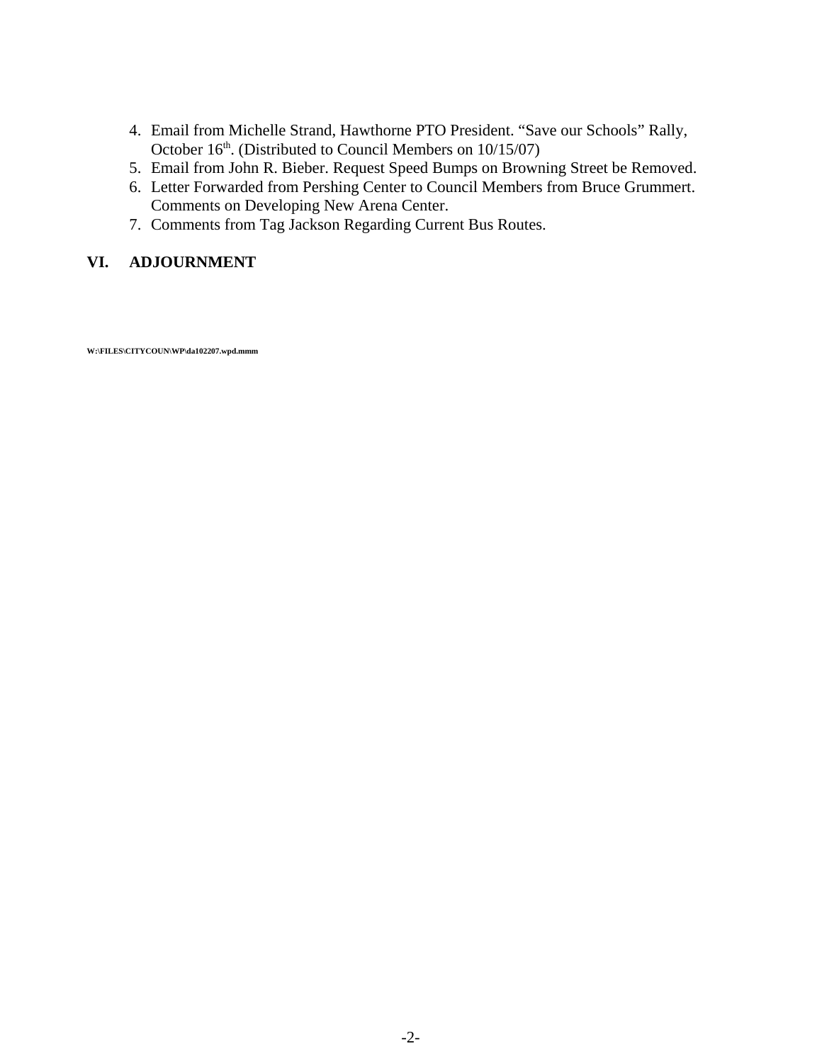4. Email from Michelle Strand, Hawthorne PTO President. "Save our Schools" Rally, October 16th. (Distributed to Council Members on 10/15/07)
5. Email from John R. Bieber. Request Speed Bumps on Browning Street be Removed.
6. Letter Forwarded from Pershing Center to Council Members from Bruce Grummert. Comments on Developing New Arena Center.
7. Comments from Tag Jackson Regarding Current Bus Routes.

## VI. ADJOURNMENT

W:\FILES\CITYCOUN\WP\da102207.wpd.mmm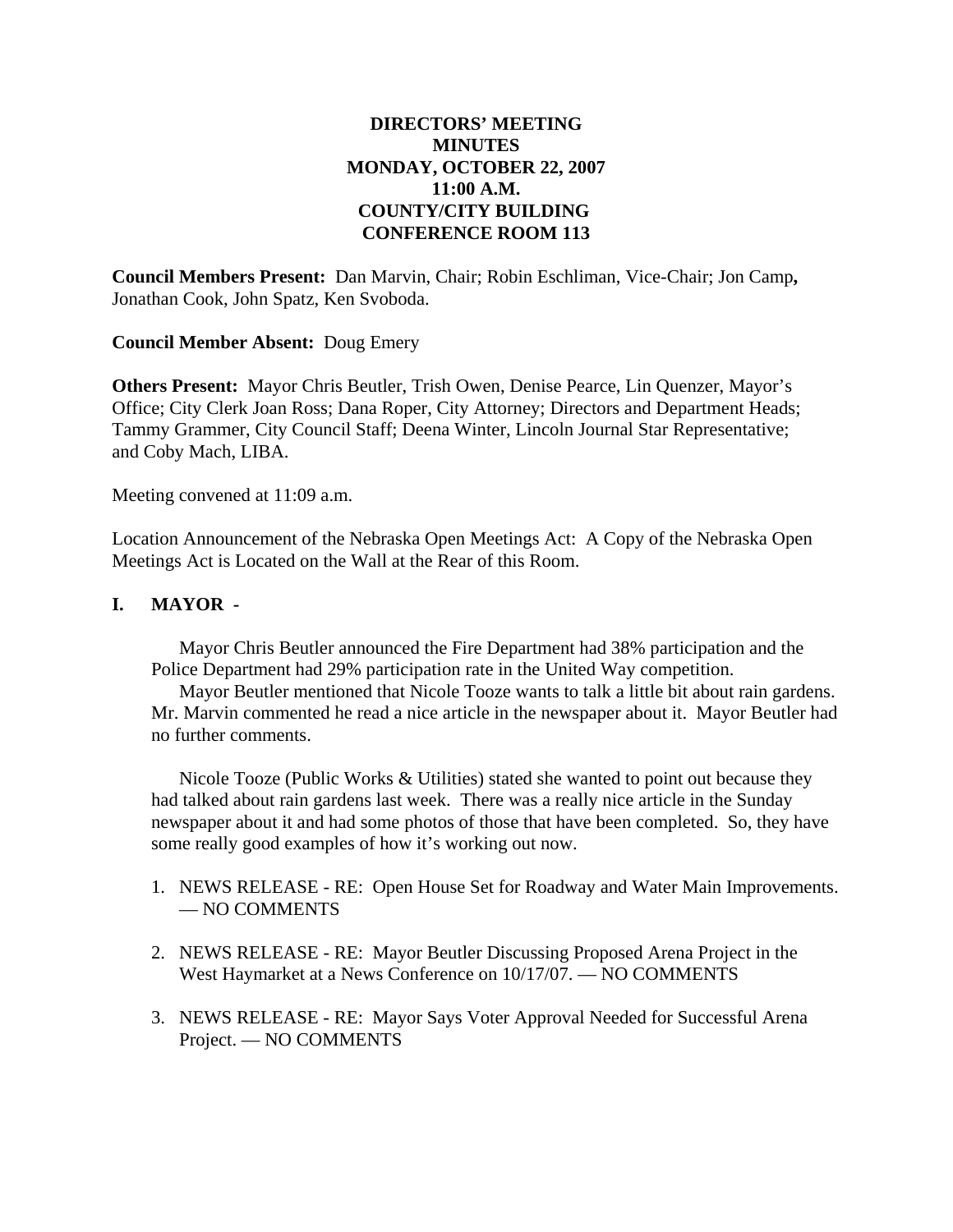**DIRECTORS' MEETING**
**MINUTES**
**MONDAY, OCTOBER 22, 2007**
**11:00 A.M.**
**COUNTY/CITY BUILDING**
**CONFERENCE ROOM 113**

**Council Members Present:** Dan Marvin, Chair; Robin Eschliman, Vice-Chair; Jon Camp**,** Jonathan Cook, John Spatz, Ken Svoboda.

**Council Member Absent:** Doug Emery

**Others Present:** Mayor Chris Beutler, Trish Owen, Denise Pearce, Lin Quenzer, Mayor's Office; City Clerk Joan Ross; Dana Roper, City Attorney; Directors and Department Heads; Tammy Grammer, City Council Staff; Deena Winter, Lincoln Journal Star Representative; and Coby Mach, LIBA.

Meeting convened at 11:09 a.m.

Location Announcement of the Nebraska Open Meetings Act: A Copy of the Nebraska Open Meetings Act is Located on the Wall at the Rear of this Room.

## I. MAYOR -

Mayor Chris Beutler announced the Fire Department had 38% participation and the Police Department had 29% participation rate in the United Way competition.

Mayor Beutler mentioned that Nicole Tooze wants to talk a little bit about rain gardens. Mr. Marvin commented he read a nice article in the newspaper about it. Mayor Beutler had no further comments.

Nicole Tooze (Public Works & Utilities) stated she wanted to point out because they had talked about rain gardens last week. There was a really nice article in the Sunday newspaper about it and had some photos of those that have been completed. So, they have some really good examples of how it's working out now.

1. NEWS RELEASE - RE: Open House Set for Roadway and Water Main Improvements. — NO COMMENTS
2. NEWS RELEASE - RE: Mayor Beutler Discussing Proposed Arena Project in the West Haymarket at a News Conference on 10/17/07. — NO COMMENTS
3. NEWS RELEASE - RE: Mayor Says Voter Approval Needed for Successful Arena Project. — NO COMMENTS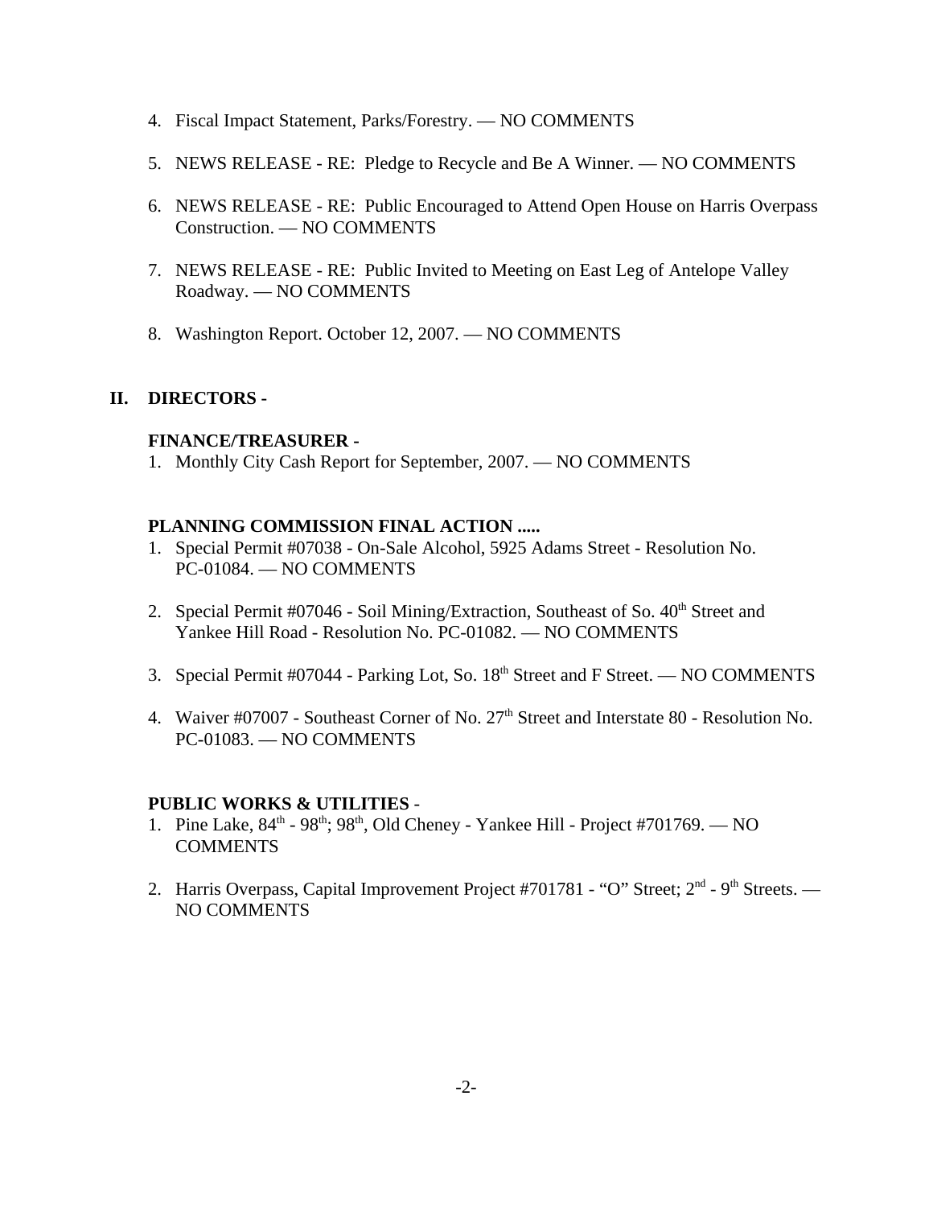4. Fiscal Impact Statement, Parks/Forestry. — NO COMMENTS

5. NEWS RELEASE - RE: Pledge to Recycle and Be A Winner. — NO COMMENTS

6. NEWS RELEASE - RE: Public Encouraged to Attend Open House on Harris Overpass Construction. — NO COMMENTS

7. NEWS RELEASE - RE: Public Invited to Meeting on East Leg of Antelope Valley Roadway. — NO COMMENTS

8. Washington Report. October 12, 2007. — NO COMMENTS

## II. DIRECTORS -

### FINANCE/TREASURER -

1. Monthly City Cash Report for September, 2007. — NO COMMENTS

### PLANNING COMMISSION FINAL ACTION .....

1. Special Permit #07038 - On-Sale Alcohol, 5925 Adams Street - Resolution No. PC-01084. — NO COMMENTS

2. Special Permit #07046 - Soil Mining/Extraction, Southeast of So. 40th Street and Yankee Hill Road - Resolution No. PC-01082. — NO COMMENTS

3. Special Permit #07044 - Parking Lot, So. 18th Street and F Street. — NO COMMENTS

4. Waiver #07007 - Southeast Corner of No. 27th Street and Interstate 80 - Resolution No. PC-01083. — NO COMMENTS

### PUBLIC WORKS & UTILITIES -

1. Pine Lake, 84th - 98th; 98th, Old Cheney - Yankee Hill - Project #701769. — NO COMMENTS

2. Harris Overpass, Capital Improvement Project #701781 - "O" Street; 2nd - 9th Streets. — NO COMMENTS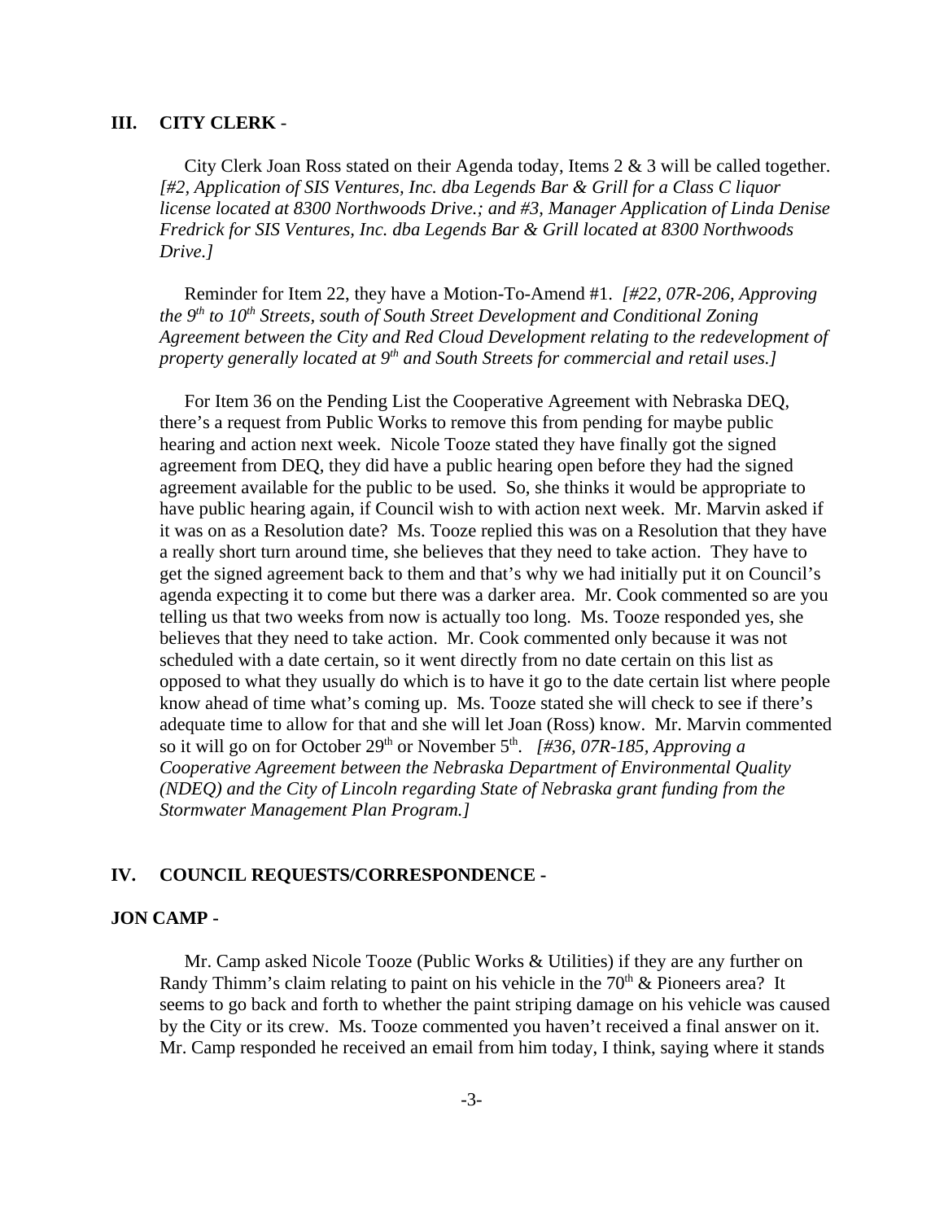## III. CITY CLERK -

City Clerk Joan Ross stated on their Agenda today, Items 2 & 3 will be called together. *[#2, Application of SIS Ventures, Inc. dba Legends Bar & Grill for a Class C liquor license located at 8300 Northwoods Drive.; and #3, Manager Application of Linda Denise Fredrick for SIS Ventures, Inc. dba Legends Bar & Grill located at 8300 Northwoods Drive.]*

Reminder for Item 22, they have a Motion-To-Amend #1. *[#22, 07R-206, Approving the 9th to 10th Streets, south of South Street Development and Conditional Zoning Agreement between the City and Red Cloud Development relating to the redevelopment of property generally located at 9th and South Streets for commercial and retail uses.]*

For Item 36 on the Pending List the Cooperative Agreement with Nebraska DEQ, there's a request from Public Works to remove this from pending for maybe public hearing and action next week. Nicole Tooze stated they have finally got the signed agreement from DEQ, they did have a public hearing open before they had the signed agreement available for the public to be used. So, she thinks it would be appropriate to have public hearing again, if Council wish to with action next week. Mr. Marvin asked if it was on as a Resolution date? Ms. Tooze replied this was on a Resolution that they have a really short turn around time, she believes that they need to take action. They have to get the signed agreement back to them and that's why we had initially put it on Council's agenda expecting it to come but there was a darker area. Mr. Cook commented so are you telling us that two weeks from now is actually too long. Ms. Tooze responded yes, she believes that they need to take action. Mr. Cook commented only because it was not scheduled with a date certain, so it went directly from no date certain on this list as opposed to what they usually do which is to have it go to the date certain list where people know ahead of time what's coming up. Ms. Tooze stated she will check to see if there's adequate time to allow for that and she will let Joan (Ross) know. Mr. Marvin commented so it will go on for October 29th or November 5th. *[#36, 07R-185, Approving a Cooperative Agreement between the Nebraska Department of Environmental Quality (NDEQ) and the City of Lincoln regarding State of Nebraska grant funding from the Stormwater Management Plan Program.]*

## IV. COUNCIL REQUESTS/CORRESPONDENCE -

### JON CAMP -

Mr. Camp asked Nicole Tooze (Public Works & Utilities) if they are any further on Randy Thimm's claim relating to paint on his vehicle in the 70th & Pioneers area? It seems to go back and forth to whether the paint striping damage on his vehicle was caused by the City or its crew. Ms. Tooze commented you haven't received a final answer on it. Mr. Camp responded he received an email from him today, I think, saying where it stands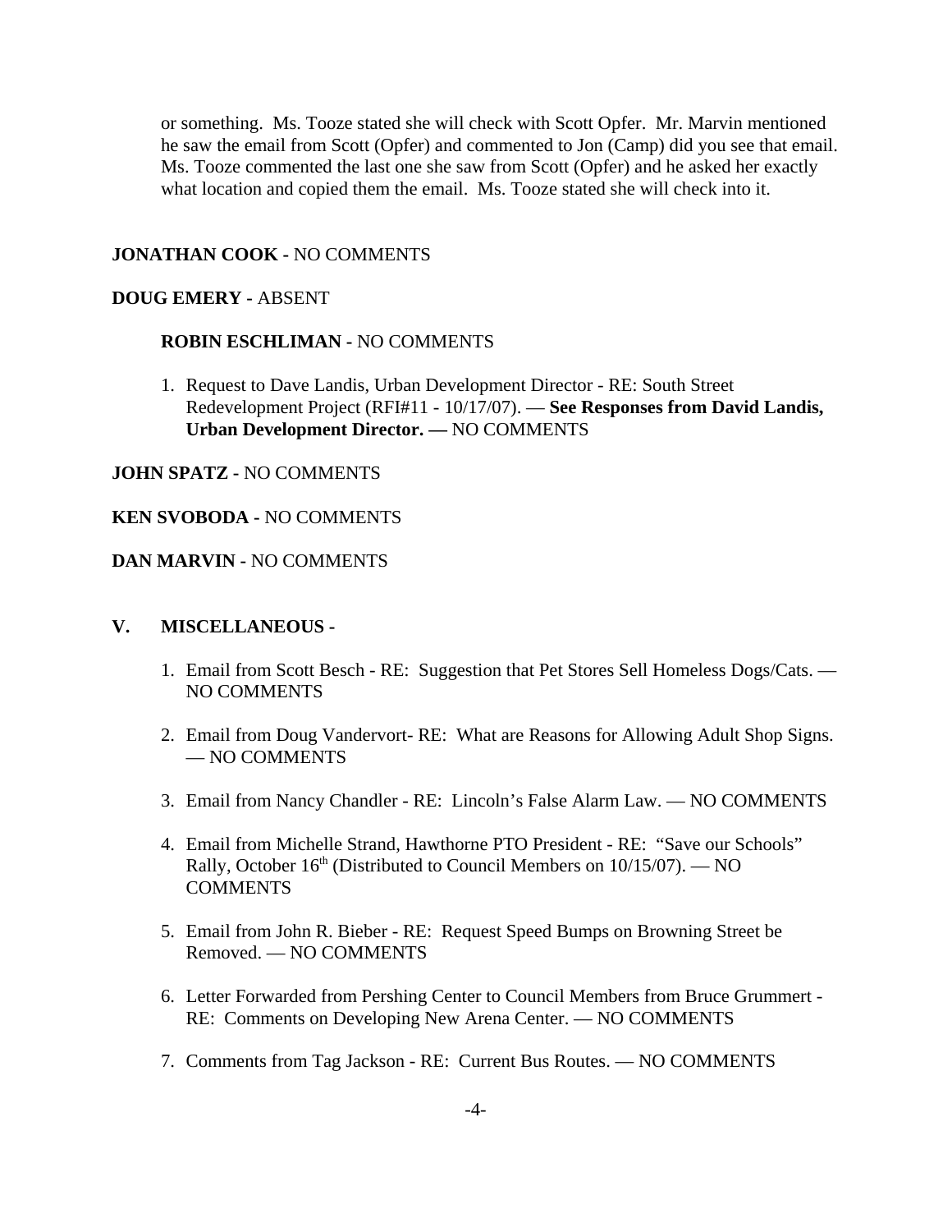or something. Ms. Tooze stated she will check with Scott Opfer. Mr. Marvin mentioned he saw the email from Scott (Opfer) and commented to Jon (Camp) did you see that email. Ms. Tooze commented the last one she saw from Scott (Opfer) and he asked her exactly what location and copied them the email. Ms. Tooze stated she will check into it.

**JONATHAN COOK -** NO COMMENTS

**DOUG EMERY -** ABSENT

**ROBIN ESCHLIMAN -** NO COMMENTS

1. Request to Dave Landis, Urban Development Director - RE: South Street Redevelopment Project (RFI#11 - 10/17/07). — **See Responses from David Landis, Urban Development Director. —** NO COMMENTS

**JOHN SPATZ -** NO COMMENTS

**KEN SVOBODA -** NO COMMENTS

**DAN MARVIN -** NO COMMENTS

## V. MISCELLANEOUS -

1. Email from Scott Besch - RE: Suggestion that Pet Stores Sell Homeless Dogs/Cats. — NO COMMENTS
2. Email from Doug Vandervort- RE: What are Reasons for Allowing Adult Shop Signs. — NO COMMENTS
3. Email from Nancy Chandler - RE: Lincoln's False Alarm Law. — NO COMMENTS
4. Email from Michelle Strand, Hawthorne PTO President - RE: "Save our Schools" Rally, October 16th (Distributed to Council Members on 10/15/07). — NO COMMENTS
5. Email from John R. Bieber - RE: Request Speed Bumps on Browning Street be Removed. — NO COMMENTS
6. Letter Forwarded from Pershing Center to Council Members from Bruce Grummert - RE: Comments on Developing New Arena Center. — NO COMMENTS
7. Comments from Tag Jackson - RE: Current Bus Routes. — NO COMMENTS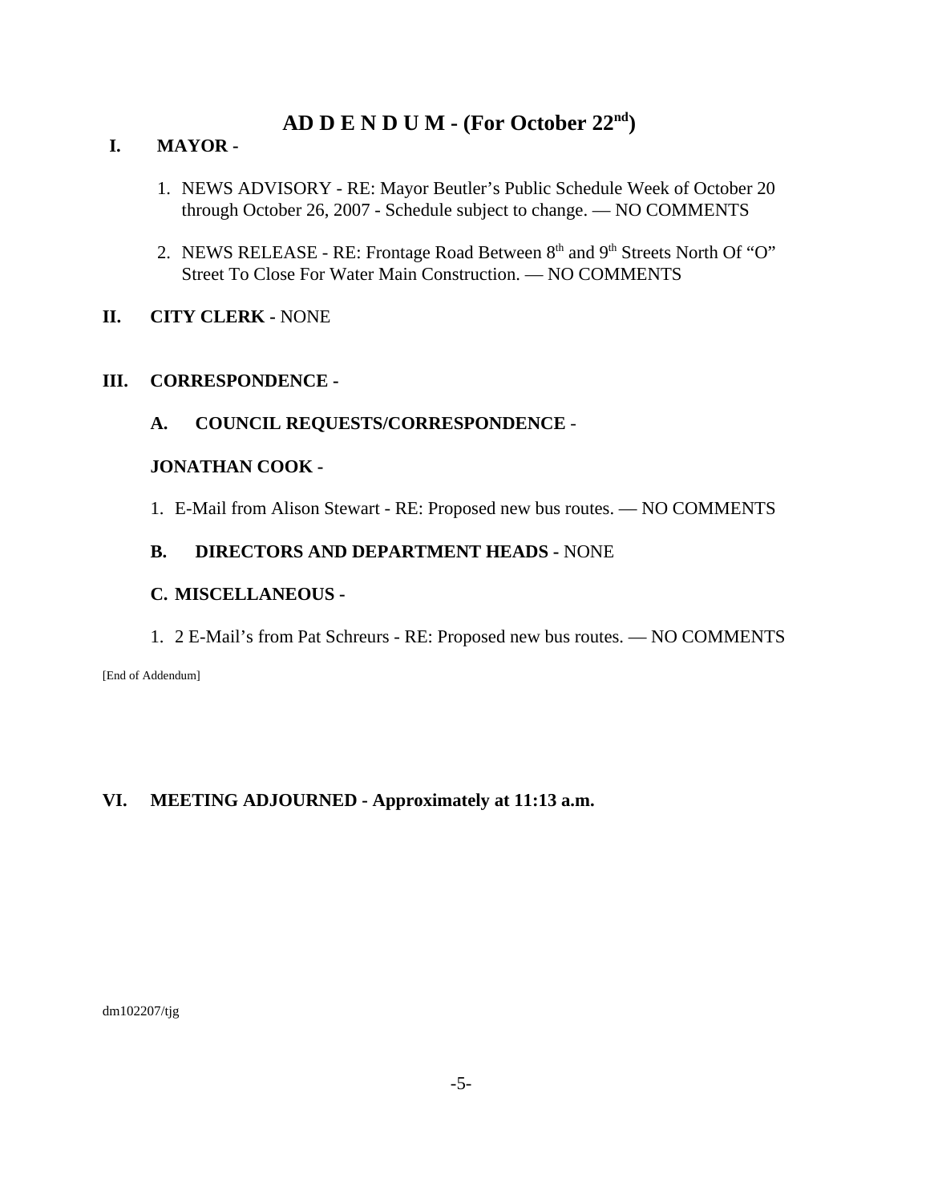# AD D E N D U M - (For October 22nd)

**I. MAYOR -**

1. NEWS ADVISORY - RE: Mayor Beutler's Public Schedule Week of October 20 through October 26, 2007 - Schedule subject to change. — NO COMMENTS

2. NEWS RELEASE - RE: Frontage Road Between 8th and 9th Streets North Of "O" Street To Close For Water Main Construction. — NO COMMENTS

**II. CITY CLERK -** NONE

**III. CORRESPONDENCE -**

**A. COUNCIL REQUESTS/CORRESPONDENCE** -

**JONATHAN COOK -**

1. E-Mail from Alison Stewart - RE: Proposed new bus routes. — NO COMMENTS

**B. DIRECTORS AND DEPARTMENT HEADS -** NONE

**C. MISCELLANEOUS -**

1. 2 E-Mail's from Pat Schreurs - RE: Proposed new bus routes. — NO COMMENTS

[End of Addendum]

**VI. MEETING ADJOURNED - Approximately at 11:13 a.m.**

dm102207/tjg